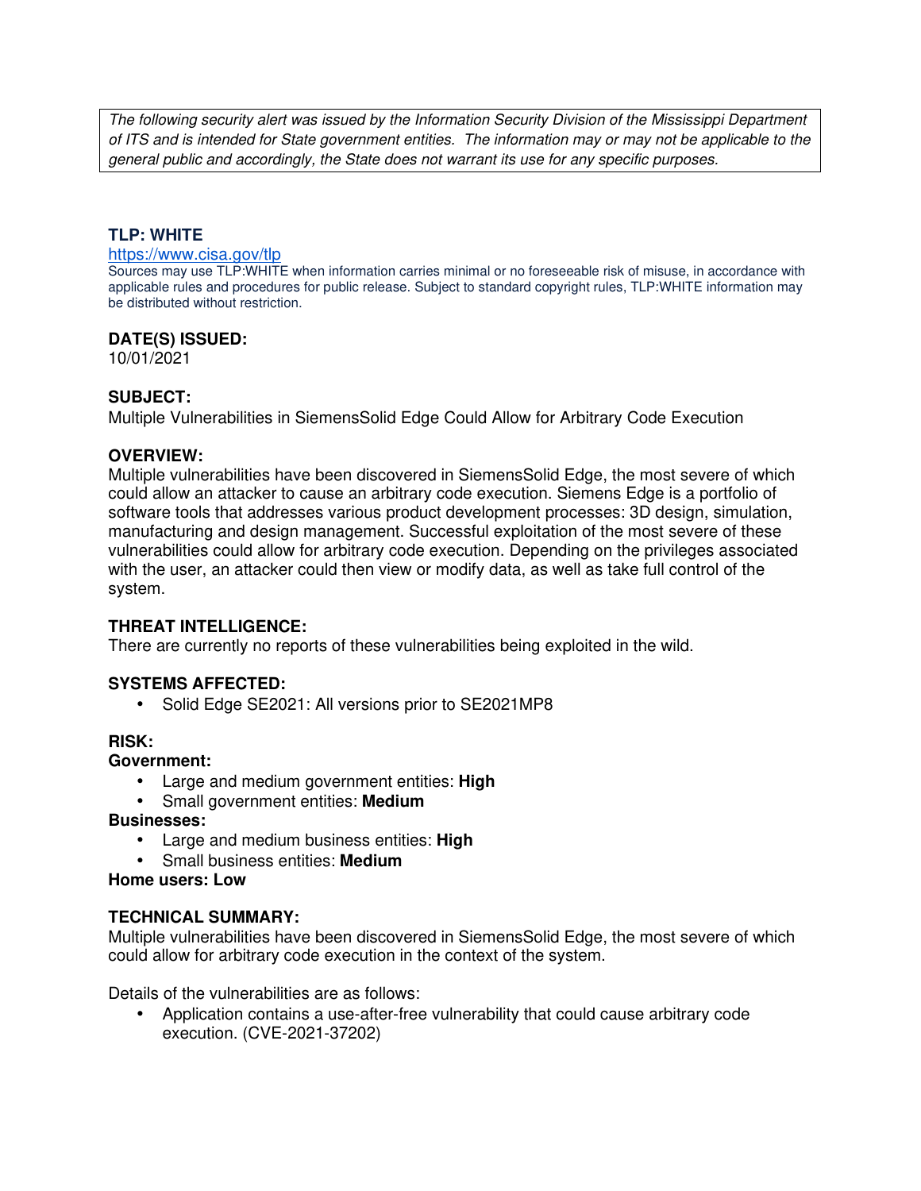*The following security alert was issued by the Information Security Division of the Mississippi Department of ITS and is intended for State government entities. The information may or may not be applicable to the general public and accordingly, the State does not warrant its use for any specific purposes.*

## TLP: WHITE

https://www.cisa.gov/tlp

Sources may use TLP:WHITE when information carries minimal or no foreseeable risk of misuse, in accordance with applicable rules and procedures for public release. Subject to standard copyright rules, TLP:WHITE information may be distributed without restriction.

## DATE(S) ISSUED:

10/01/2021

## SUBJECT:

Multiple Vulnerabilities in SiemensSolid Edge Could Allow for Arbitrary Code Execution

## OVERVIEW:

Multiple vulnerabilities have been discovered in SiemensSolid Edge, the most severe of which could allow an attacker to cause an arbitrary code execution. Siemens Edge is a portfolio of software tools that addresses various product development processes: 3D design, simulation, manufacturing and design management. Successful exploitation of the most severe of these vulnerabilities could allow for arbitrary code execution. Depending on the privileges associated with the user, an attacker could then view or modify data, as well as take full control of the system.

## THREAT INTELLIGENCE:

There are currently no reports of these vulnerabilities being exploited in the wild.

## SYSTEMS AFFECTED:

- Solid Edge SE2021: All versions prior to SE2021MP8

## RISK:

**Government:**

- Large and medium government entities: **High**
- Small government entities: **Medium**

**Businesses:**

- Large and medium business entities: **High**
- Small business entities: **Medium**

**Home users: Low**

## TECHNICAL SUMMARY:

Multiple vulnerabilities have been discovered in SiemensSolid Edge, the most severe of which could allow for arbitrary code execution in the context of the system.

Details of the vulnerabilities are as follows:

- Application contains a use-after-free vulnerability that could cause arbitrary code execution. (CVE-2021-37202)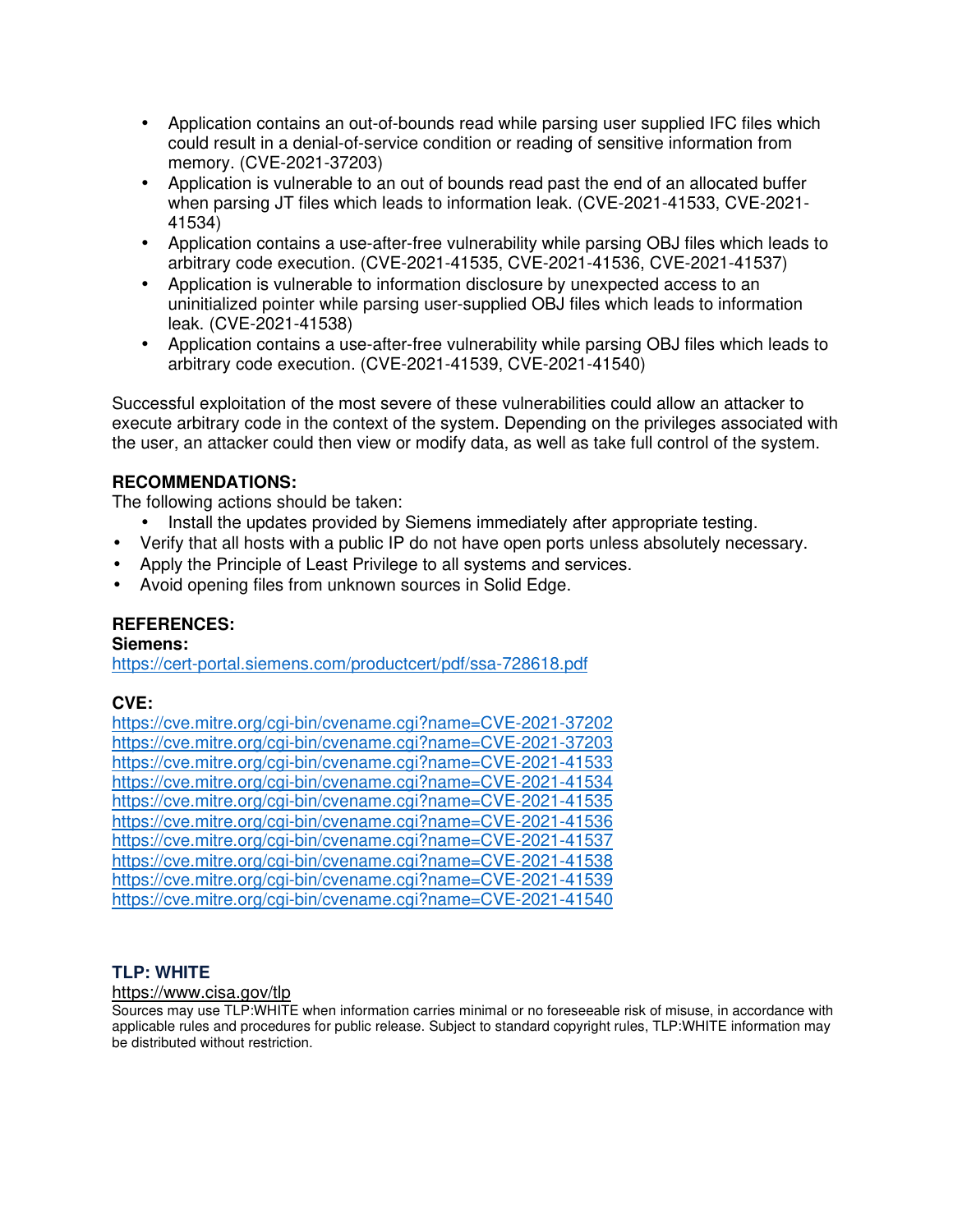- Application contains an out-of-bounds read while parsing user supplied IFC files which could result in a denial-of-service condition or reading of sensitive information from memory. (CVE-2021-37203)
- Application is vulnerable to an out of bounds read past the end of an allocated buffer when parsing JT files which leads to information leak. (CVE-2021-41533, CVE-2021-41534)
- Application contains a use-after-free vulnerability while parsing OBJ files which leads to arbitrary code execution. (CVE-2021-41535, CVE-2021-41536, CVE-2021-41537)
- Application is vulnerable to information disclosure by unexpected access to an uninitialized pointer while parsing user-supplied OBJ files which leads to information leak. (CVE-2021-41538)
- Application contains a use-after-free vulnerability while parsing OBJ files which leads to arbitrary code execution. (CVE-2021-41539, CVE-2021-41540)

Successful exploitation of the most severe of these vulnerabilities could allow an attacker to execute arbitrary code in the context of the system. Depending on the privileges associated with the user, an attacker could then view or modify data, as well as take full control of the system.

**RECOMMENDATIONS:**

The following actions should be taken:

- Install the updates provided by Siemens immediately after appropriate testing.
- Verify that all hosts with a public IP do not have open ports unless absolutely necessary.
- Apply the Principle of Least Privilege to all systems and services.
- Avoid opening files from unknown sources in Solid Edge.

**REFERENCES:**

**Siemens:**

https://cert-portal.siemens.com/productcert/pdf/ssa-728618.pdf

**CVE:**

https://cve.mitre.org/cgi-bin/cvename.cgi?name=CVE-2021-37202
https://cve.mitre.org/cgi-bin/cvename.cgi?name=CVE-2021-37203
https://cve.mitre.org/cgi-bin/cvename.cgi?name=CVE-2021-41533
https://cve.mitre.org/cgi-bin/cvename.cgi?name=CVE-2021-41534
https://cve.mitre.org/cgi-bin/cvename.cgi?name=CVE-2021-41535
https://cve.mitre.org/cgi-bin/cvename.cgi?name=CVE-2021-41536
https://cve.mitre.org/cgi-bin/cvename.cgi?name=CVE-2021-41537
https://cve.mitre.org/cgi-bin/cvename.cgi?name=CVE-2021-41538
https://cve.mitre.org/cgi-bin/cvename.cgi?name=CVE-2021-41539
https://cve.mitre.org/cgi-bin/cvename.cgi?name=CVE-2021-41540

**TLP: WHITE**

https://www.cisa.gov/tlp

Sources may use TLP:WHITE when information carries minimal or no foreseeable risk of misuse, in accordance with applicable rules and procedures for public release. Subject to standard copyright rules, TLP:WHITE information may be distributed without restriction.